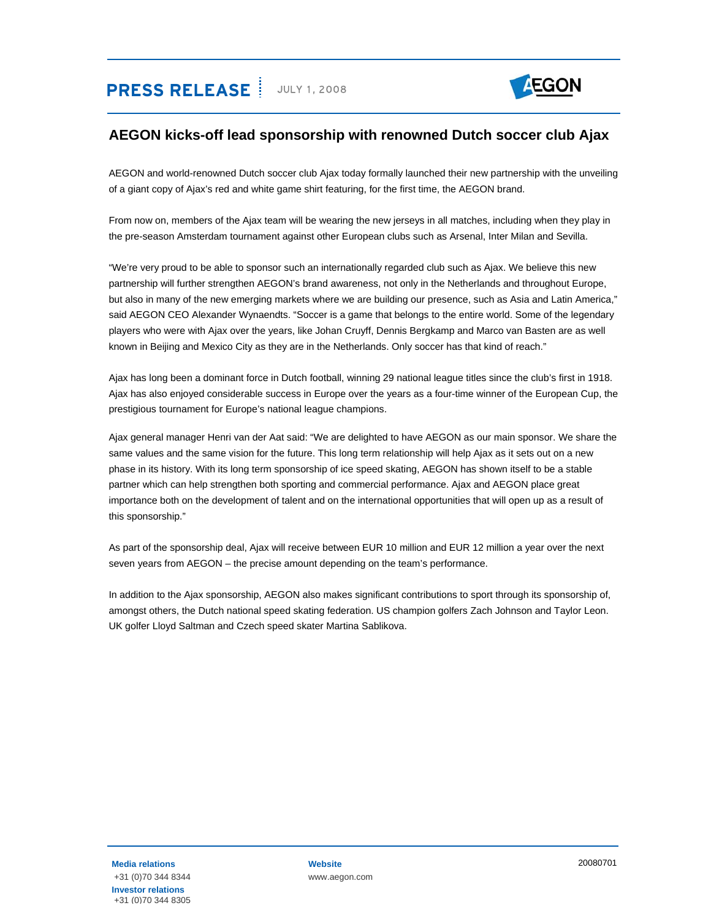**PRESS RELEASE** | JULY 1, 2008

AEGON

## AEGON kicks-off lead sponsorship with renowned Dutch soccer club Ajax

AEGON and world-renowned Dutch soccer club Ajax today formally launched their new partnership with the unveiling of a giant copy of Ajax's red and white game shirt featuring, for the first time, the AEGON brand.

From now on, members of the Ajax team will be wearing the new jerseys in all matches, including when they play in the pre-season Amsterdam tournament against other European clubs such as Arsenal, Inter Milan and Sevilla.

"We're very proud to be able to sponsor such an internationally regarded club such as Ajax. We believe this new partnership will further strengthen AEGON's brand awareness, not only in the Netherlands and throughout Europe, but also in many of the new emerging markets where we are building our presence, such as Asia and Latin America," said AEGON CEO Alexander Wynaendts. "Soccer is a game that belongs to the entire world. Some of the legendary players who were with Ajax over the years, like Johan Cruyff, Dennis Bergkamp and Marco van Basten are as well known in Beijing and Mexico City as they are in the Netherlands. Only soccer has that kind of reach."

Ajax has long been a dominant force in Dutch football, winning 29 national league titles since the club's first in 1918. Ajax has also enjoyed considerable success in Europe over the years as a four-time winner of the European Cup, the prestigious tournament for Europe's national league champions.

Ajax general manager Henri van der Aat said: "We are delighted to have AEGON as our main sponsor. We share the same values and the same vision for the future. This long term relationship will help Ajax as it sets out on a new phase in its history. With its long term sponsorship of ice speed skating, AEGON has shown itself to be a stable partner which can help strengthen both sporting and commercial performance. Ajax and AEGON place great importance both on the development of talent and on the international opportunities that will open up as a result of this sponsorship."

As part of the sponsorship deal, Ajax will receive between EUR 10 million and EUR 12 million a year over the next seven years from AEGON – the precise amount depending on the team's performance.

In addition to the Ajax sponsorship, AEGON also makes significant contributions to sport through its sponsorship of, amongst others, the Dutch national speed skating federation. US champion golfers Zach Johnson and Taylor Leon. UK golfer Lloyd Saltman and Czech speed skater Martina Sablikova.

**Media relations**
+31 (0)70 344 8344
**Investor relations**
+31 (0)70 344 8305

**Website**
www.aegon.com

20080701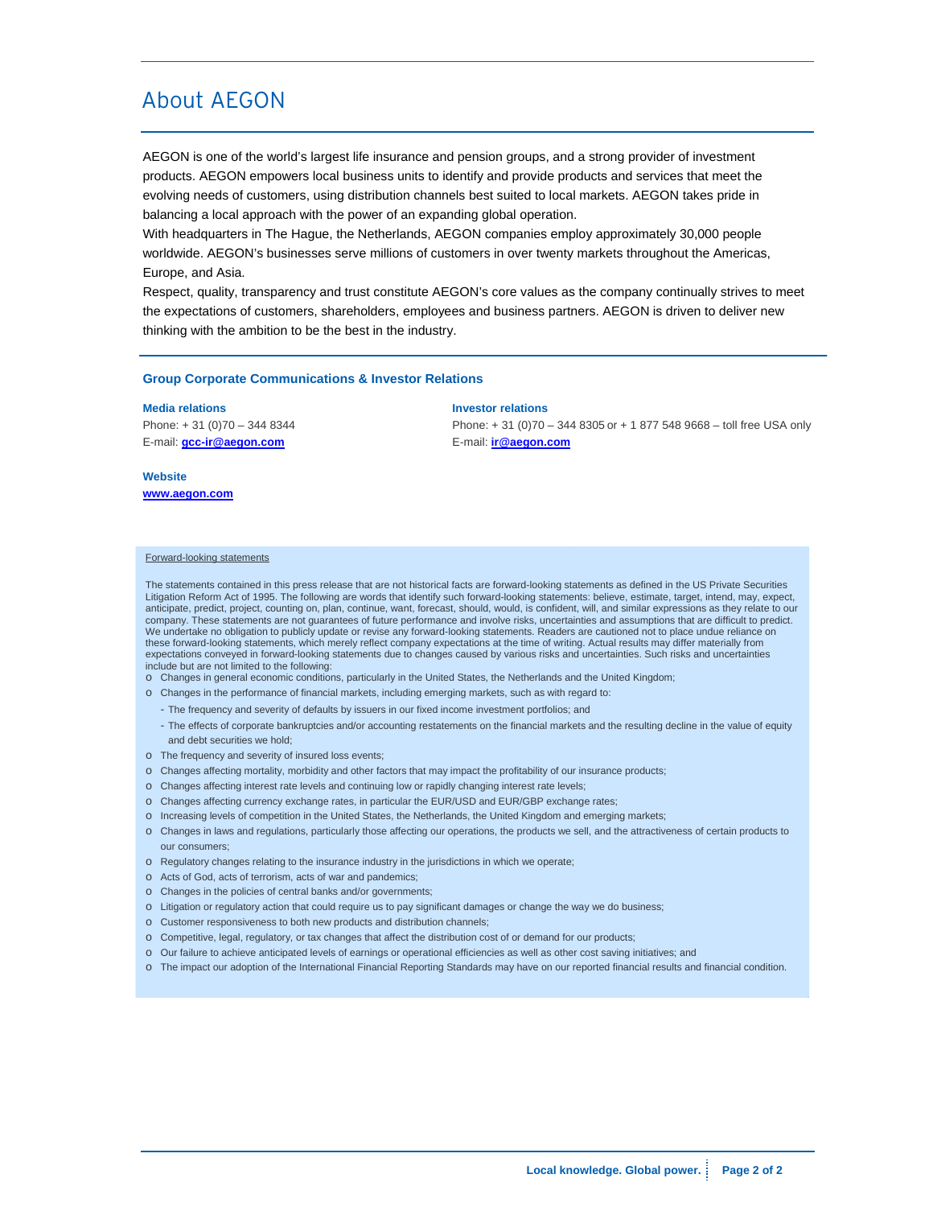# About AEGON

AEGON is one of the world's largest life insurance and pension groups, and a strong provider of investment products. AEGON empowers local business units to identify and provide products and services that meet the evolving needs of customers, using distribution channels best suited to local markets. AEGON takes pride in balancing a local approach with the power of an expanding global operation.

With headquarters in The Hague, the Netherlands, AEGON companies employ approximately 30,000 people worldwide. AEGON's businesses serve millions of customers in over twenty markets throughout the Americas, Europe, and Asia.

Respect, quality, transparency and trust constitute AEGON's core values as the company continually strives to meet the expectations of customers, shareholders, employees and business partners. AEGON is driven to deliver new thinking with the ambition to be the best in the industry.

## Group Corporate Communications & Investor Relations

**Media relations**
Phone: + 31 (0)70 – 344 8344
E-mail: **gcc-ir@aegon.com**

**Investor relations**
Phone: + 31 (0)70 – 344 8305 or + 1 877 548 9668 – toll free USA only
E-mail: **ir@aegon.com**

**Website**
**www.aegon.com**

Forward-looking statements

The statements contained in this press release that are not historical facts are forward-looking statements as defined in the US Private Securities Litigation Reform Act of 1995. The following are words that identify such forward-looking statements: believe, estimate, target, intend, may, expect, anticipate, predict, project, counting on, plan, continue, want, forecast, should, would, is confident, will, and similar expressions as they relate to our company. These statements are not guarantees of future performance and involve risks, uncertainties and assumptions that are difficult to predict. We undertake no obligation to publicly update or revise any forward-looking statements. Readers are cautioned not to place undue reliance on these forward-looking statements, which merely reflect company expectations at the time of writing. Actual results may differ materially from expectations conveyed in forward-looking statements due to changes caused by various risks and uncertainties. Such risks and uncertainties include but are not limited to the following:

- Changes in general economic conditions, particularly in the United States, the Netherlands and the United Kingdom;
- Changes in the performance of financial markets, including emerging markets, such as with regard to:
  - The frequency and severity of defaults by issuers in our fixed income investment portfolios; and
  - The effects of corporate bankruptcies and/or accounting restatements on the financial markets and the resulting decline in the value of equity and debt securities we hold;
- The frequency and severity of insured loss events;
- Changes affecting mortality, morbidity and other factors that may impact the profitability of our insurance products;
- Changes affecting interest rate levels and continuing low or rapidly changing interest rate levels;
- Changes affecting currency exchange rates, in particular the EUR/USD and EUR/GBP exchange rates;
- Increasing levels of competition in the United States, the Netherlands, the United Kingdom and emerging markets;
- Changes in laws and regulations, particularly those affecting our operations, the products we sell, and the attractiveness of certain products to our consumers;
- Regulatory changes relating to the insurance industry in the jurisdictions in which we operate;
- Acts of God, acts of terrorism, acts of war and pandemics;
- Changes in the policies of central banks and/or governments;
- Litigation or regulatory action that could require us to pay significant damages or change the way we do business;
- Customer responsiveness to both new products and distribution channels;
- Competitive, legal, regulatory, or tax changes that affect the distribution cost of or demand for our products;
- Our failure to achieve anticipated levels of earnings or operational efficiencies as well as other cost saving initiatives; and
- The impact our adoption of the International Financial Reporting Standards may have on our reported financial results and financial condition.